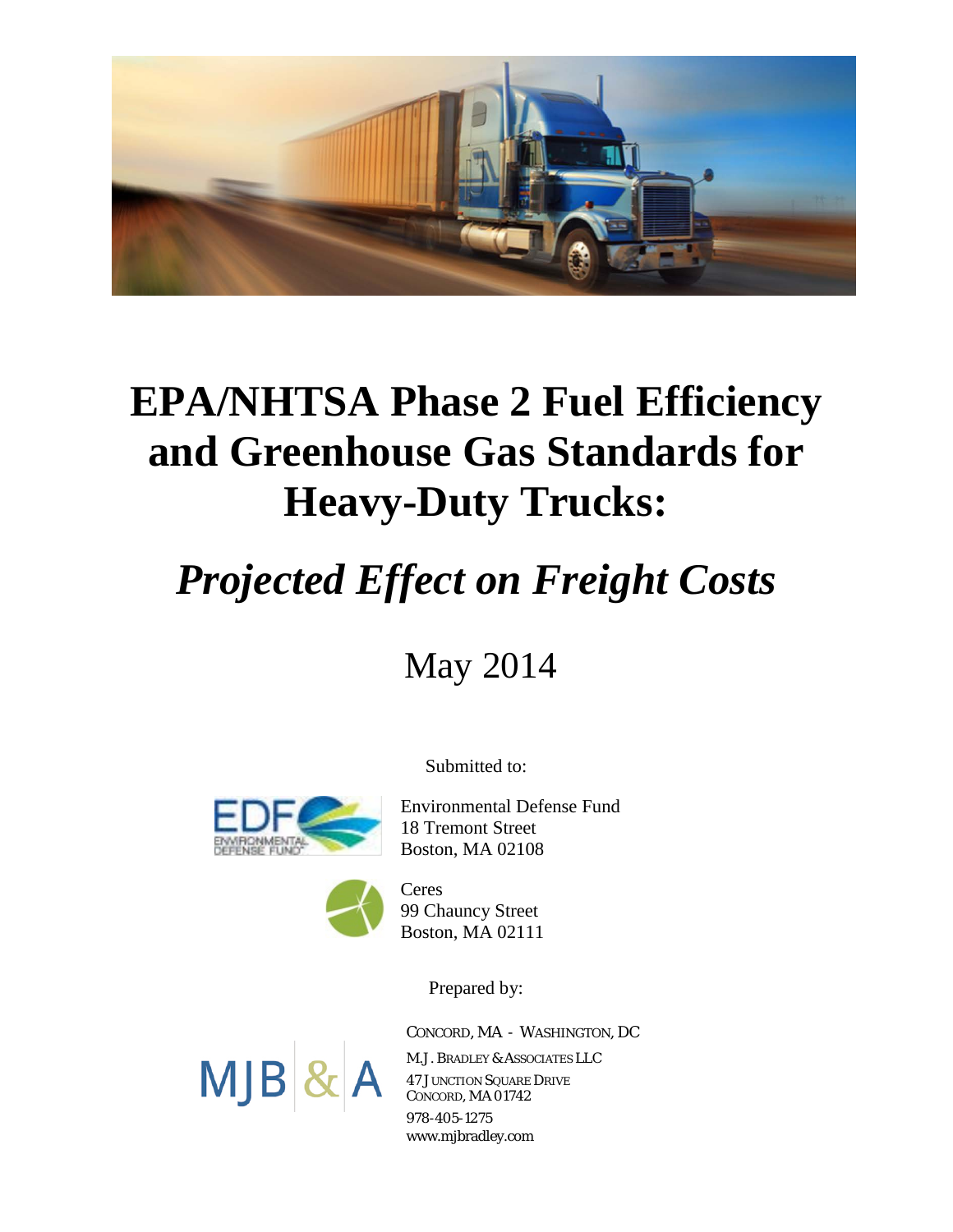# EPA/NHTSA Phase 2 Fuel Efficiency and Greenhouse Gas Standards for Heavy-Duty Trucks:

## *Projected Effect on Freight Costs*

May 2014

Submitted to:

Environmental Defense Fund
18 Tremont Street
Boston, MA 02108

Ceres
99 Chauncy Street
Boston, MA 02111

Prepared by:

CONCORD, MA - WASHINGTON, DC

M.J. BRADLEY & ASSOCIATES LLC
47 JUNCTION SQUARE DRIVE
CONCORD, MA 01742
978-405-1275
www.mjbradley.com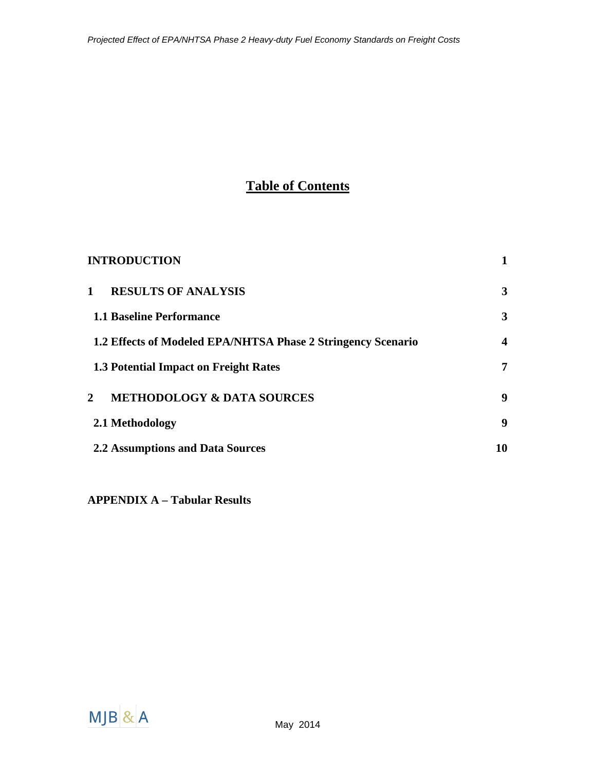# Table of Contents

| | |
|---|---|
| **INTRODUCTION** | **1** |
| **1 RESULTS OF ANALYSIS** | **3** |
| **1.1 Baseline Performance** | **3** |
| **1.2 Effects of Modeled EPA/NHTSA Phase 2 Stringency Scenario** | **4** |
| **1.3 Potential Impact on Freight Rates** | **7** |
| **2 METHODOLOGY & DATA SOURCES** | **9** |
| **2.1 Methodology** | **9** |
| **2.2 Assumptions and Data Sources** | **10** |

**APPENDIX A – Tabular Results**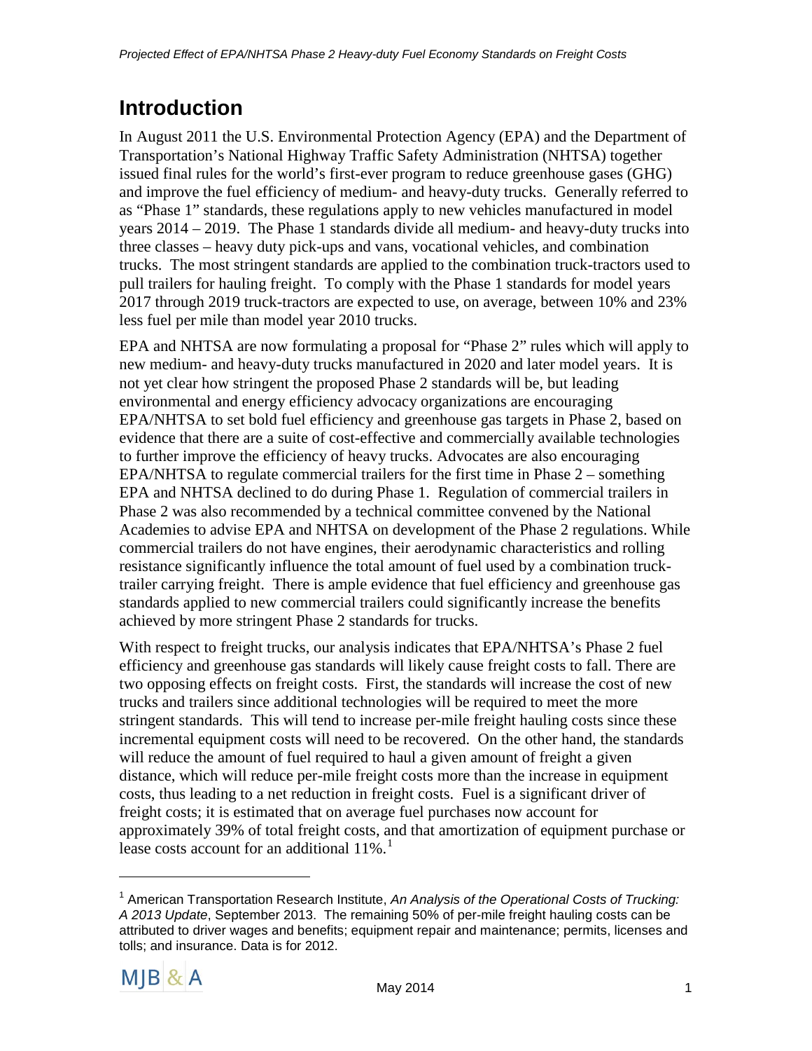# Introduction

In August 2011 the U.S. Environmental Protection Agency (EPA) and the Department of Transportation's National Highway Traffic Safety Administration (NHTSA) together issued final rules for the world's first-ever program to reduce greenhouse gases (GHG) and improve the fuel efficiency of medium- and heavy-duty trucks. Generally referred to as "Phase 1" standards, these regulations apply to new vehicles manufactured in model years 2014 – 2019. The Phase 1 standards divide all medium- and heavy-duty trucks into three classes – heavy duty pick-ups and vans, vocational vehicles, and combination trucks. The most stringent standards are applied to the combination truck-tractors used to pull trailers for hauling freight. To comply with the Phase 1 standards for model years 2017 through 2019 truck-tractors are expected to use, on average, between 10% and 23% less fuel per mile than model year 2010 trucks.

EPA and NHTSA are now formulating a proposal for "Phase 2" rules which will apply to new medium- and heavy-duty trucks manufactured in 2020 and later model years. It is not yet clear how stringent the proposed Phase 2 standards will be, but leading environmental and energy efficiency advocacy organizations are encouraging EPA/NHTSA to set bold fuel efficiency and greenhouse gas targets in Phase 2, based on evidence that there are a suite of cost-effective and commercially available technologies to further improve the efficiency of heavy trucks. Advocates are also encouraging EPA/NHTSA to regulate commercial trailers for the first time in Phase 2 – something EPA and NHTSA declined to do during Phase 1. Regulation of commercial trailers in Phase 2 was also recommended by a technical committee convened by the National Academies to advise EPA and NHTSA on development of the Phase 2 regulations. While commercial trailers do not have engines, their aerodynamic characteristics and rolling resistance significantly influence the total amount of fuel used by a combination truck-trailer carrying freight. There is ample evidence that fuel efficiency and greenhouse gas standards applied to new commercial trailers could significantly increase the benefits achieved by more stringent Phase 2 standards for trucks.

With respect to freight trucks, our analysis indicates that EPA/NHTSA's Phase 2 fuel efficiency and greenhouse gas standards will likely cause freight costs to fall. There are two opposing effects on freight costs. First, the standards will increase the cost of new trucks and trailers since additional technologies will be required to meet the more stringent standards. This will tend to increase per-mile freight hauling costs since these incremental equipment costs will need to be recovered. On the other hand, the standards will reduce the amount of fuel required to haul a given amount of freight a given distance, which will reduce per-mile freight costs more than the increase in equipment costs, thus leading to a net reduction in freight costs. Fuel is a significant driver of freight costs; it is estimated that on average fuel purchases now account for approximately 39% of total freight costs, and that amortization of equipment purchase or lease costs account for an additional 11%.[1]

[1] American Transportation Research Institute, *An Analysis of the Operational Costs of Trucking: A 2013 Update*, September 2013. The remaining 50% of per-mile freight hauling costs can be attributed to driver wages and benefits; equipment repair and maintenance; permits, licenses and tolls; and insurance. Data is for 2012.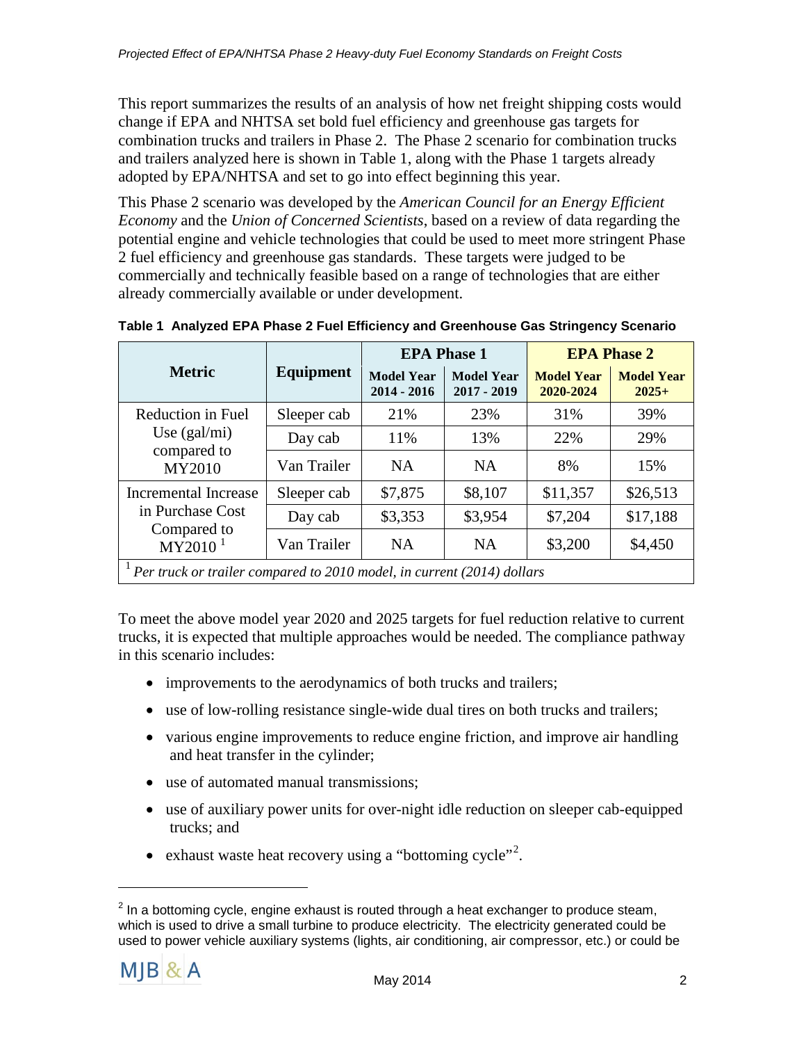This report summarizes the results of an analysis of how net freight shipping costs would change if EPA and NHTSA set bold fuel efficiency and greenhouse gas targets for combination trucks and trailers in Phase 2. The Phase 2 scenario for combination trucks and trailers analyzed here is shown in Table 1, along with the Phase 1 targets already adopted by EPA/NHTSA and set to go into effect beginning this year.

This Phase 2 scenario was developed by the *American Council for an Energy Efficient Economy* and the *Union of Concerned Scientists*, based on a review of data regarding the potential engine and vehicle technologies that could be used to meet more stringent Phase 2 fuel efficiency and greenhouse gas standards. These targets were judged to be commercially and technically feasible based on a range of technologies that are either already commercially available or under development.

**Table 1 Analyzed EPA Phase 2 Fuel Efficiency and Greenhouse Gas Stringency Scenario**

| Metric | Equipment | EPA Phase 1 | | EPA Phase 2 | |
|---|---|---|---|---|---|
| | | Model Year 2014 - 2016 | Model Year 2017 - 2019 | Model Year 2020-2024 | Model Year 2025+ |
| Reduction in Fuel Use (gal/mi) compared to MY2010 | Sleeper cab | 21% | 23% | 31% | 39% |
| | Day cab | 11% | 13% | 22% | 29% |
| | Van Trailer | NA | NA | 8% | 15% |
| Incremental Increase in Purchase Cost Compared to MY2010 [1] | Sleeper cab | $7,875 | $8,107 | $11,357 | $26,513 |
| | Day cab | $3,353 | $3,954 | $7,204 | $17,188 |
| | Van Trailer | NA | NA | $3,200 | $4,450 |

[1] *Per truck or trailer compared to 2010 model, in current (2014) dollars*

To meet the above model year 2020 and 2025 targets for fuel reduction relative to current trucks, it is expected that multiple approaches would be needed. The compliance pathway in this scenario includes:

- improvements to the aerodynamics of both trucks and trailers;
- use of low-rolling resistance single-wide dual tires on both trucks and trailers;
- various engine improvements to reduce engine friction, and improve air handling and heat transfer in the cylinder;
- use of automated manual transmissions;
- use of auxiliary power units for over-night idle reduction on sleeper cab-equipped trucks; and
- exhaust waste heat recovery using a "bottoming cycle"[2].

[2] In a bottoming cycle, engine exhaust is routed through a heat exchanger to produce steam, which is used to drive a small turbine to produce electricity. The electricity generated could be used to power vehicle auxiliary systems (lights, air conditioning, air compressor, etc.) or could be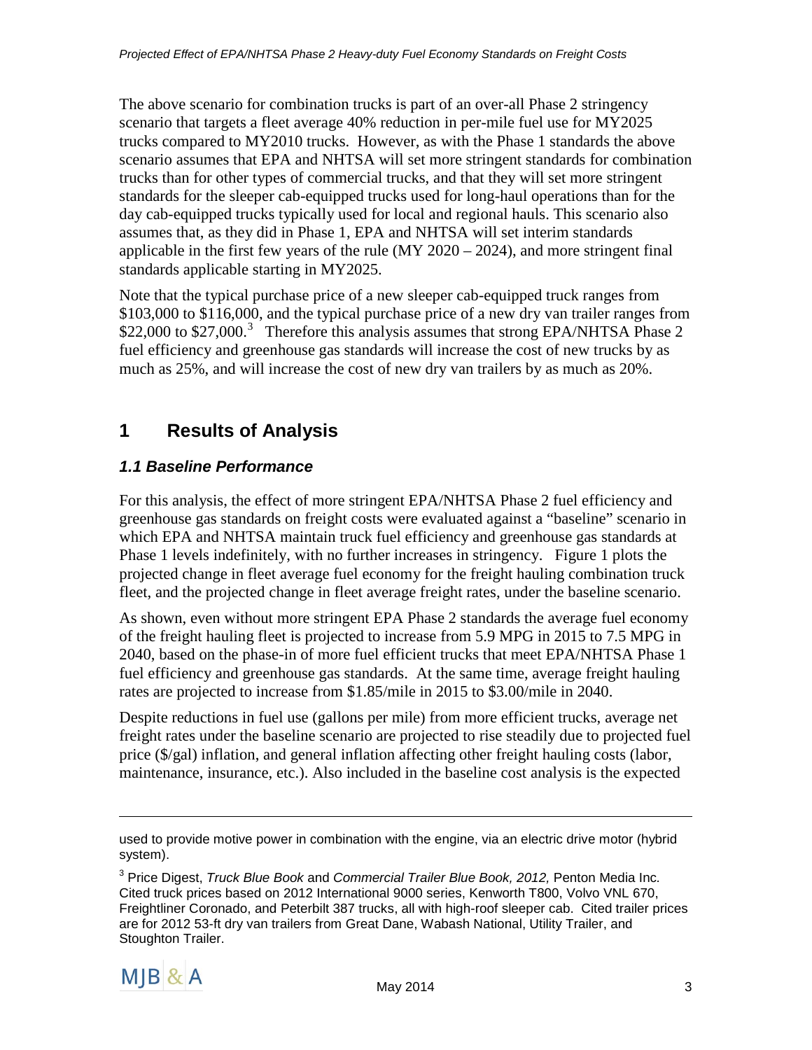The above scenario for combination trucks is part of an over-all Phase 2 stringency scenario that targets a fleet average 40% reduction in per-mile fuel use for MY2025 trucks compared to MY2010 trucks. However, as with the Phase 1 standards the above scenario assumes that EPA and NHTSA will set more stringent standards for combination trucks than for other types of commercial trucks, and that they will set more stringent standards for the sleeper cab-equipped trucks used for long-haul operations than for the day cab-equipped trucks typically used for local and regional hauls. This scenario also assumes that, as they did in Phase 1, EPA and NHTSA will set interim standards applicable in the first few years of the rule (MY 2020 – 2024), and more stringent final standards applicable starting in MY2025.

Note that the typical purchase price of a new sleeper cab-equipped truck ranges from \$103,000 to \$116,000, and the typical purchase price of a new dry van trailer ranges from \$22,000 to \$27,000.[3] Therefore this analysis assumes that strong EPA/NHTSA Phase 2 fuel efficiency and greenhouse gas standards will increase the cost of new trucks by as much as 25%, and will increase the cost of new dry van trailers by as much as 20%.

# 1 Results of Analysis

## *1.1 Baseline Performance*

For this analysis, the effect of more stringent EPA/NHTSA Phase 2 fuel efficiency and greenhouse gas standards on freight costs were evaluated against a "baseline" scenario in which EPA and NHTSA maintain truck fuel efficiency and greenhouse gas standards at Phase 1 levels indefinitely, with no further increases in stringency. Figure 1 plots the projected change in fleet average fuel economy for the freight hauling combination truck fleet, and the projected change in fleet average freight rates, under the baseline scenario.

As shown, even without more stringent EPA Phase 2 standards the average fuel economy of the freight hauling fleet is projected to increase from 5.9 MPG in 2015 to 7.5 MPG in 2040, based on the phase-in of more fuel efficient trucks that meet EPA/NHTSA Phase 1 fuel efficiency and greenhouse gas standards. At the same time, average freight hauling rates are projected to increase from \$1.85/mile in 2015 to \$3.00/mile in 2040.

Despite reductions in fuel use (gallons per mile) from more efficient trucks, average net freight rates under the baseline scenario are projected to rise steadily due to projected fuel price (\$/gal) inflation, and general inflation affecting other freight hauling costs (labor, maintenance, insurance, etc.). Also included in the baseline cost analysis is the expected

---

used to provide motive power in combination with the engine, via an electric drive motor (hybrid system).

[3] Price Digest, *Truck Blue Book* and *Commercial Trailer Blue Book, 2012,* Penton Media Inc. Cited truck prices based on 2012 International 9000 series, Kenworth T800, Volvo VNL 670, Freightliner Coronado, and Peterbilt 387 trucks, all with high-roof sleeper cab. Cited trailer prices are for 2012 53-ft dry van trailers from Great Dane, Wabash National, Utility Trailer, and Stoughton Trailer.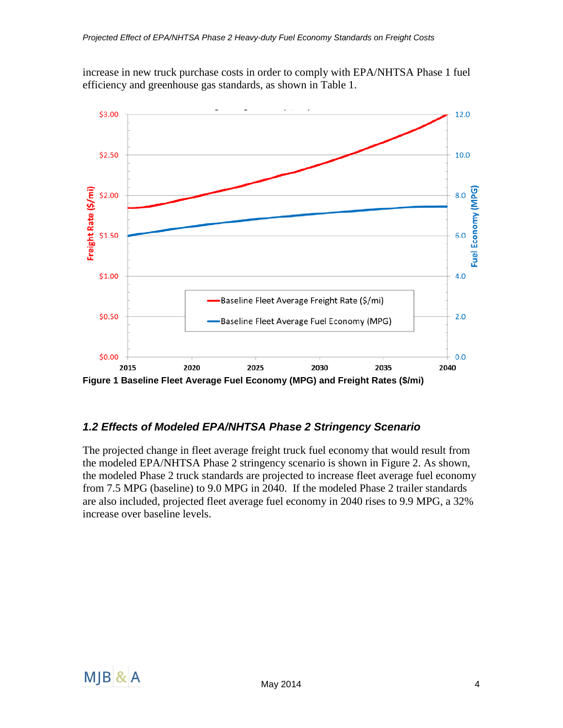increase in new truck purchase costs in order to comply with EPA/NHTSA Phase 1 fuel efficiency and greenhouse gas standards, as shown in Table 1.

**Figure 1 Baseline Fleet Average Fuel Economy (MPG) and Freight Rates ($/mi)**

### *1.2 Effects of Modeled EPA/NHTSA Phase 2 Stringency Scenario*

The projected change in fleet average freight truck fuel economy that would result from the modeled EPA/NHTSA Phase 2 stringency scenario is shown in Figure 2. As shown, the modeled Phase 2 truck standards are projected to increase fleet average fuel economy from 7.5 MPG (baseline) to 9.0 MPG in 2040. If the modeled Phase 2 trailer standards are also included, projected fleet average fuel economy in 2040 rises to 9.9 MPG, a 32% increase over baseline levels.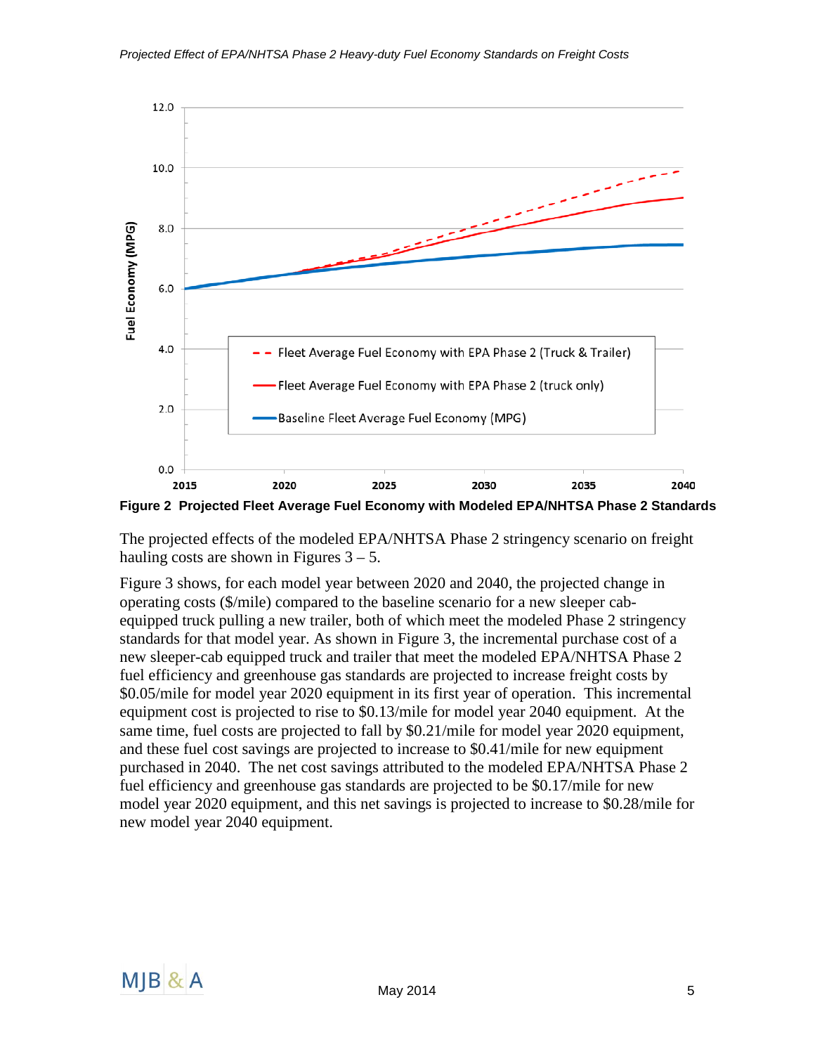**Figure 2 Projected Fleet Average Fuel Economy with Modeled EPA/NHTSA Phase 2 Standards**

The projected effects of the modeled EPA/NHTSA Phase 2 stringency scenario on freight hauling costs are shown in Figures 3 – 5.

Figure 3 shows, for each model year between 2020 and 2040, the projected change in operating costs ($/mile) compared to the baseline scenario for a new sleeper cab-equipped truck pulling a new trailer, both of which meet the modeled Phase 2 stringency standards for that model year. As shown in Figure 3, the incremental purchase cost of a new sleeper-cab equipped truck and trailer that meet the modeled EPA/NHTSA Phase 2 fuel efficiency and greenhouse gas standards are projected to increase freight costs by $0.05/mile for model year 2020 equipment in its first year of operation. This incremental equipment cost is projected to rise to $0.13/mile for model year 2040 equipment. At the same time, fuel costs are projected to fall by $0.21/mile for model year 2020 equipment, and these fuel cost savings are projected to increase to $0.41/mile for new equipment purchased in 2040. The net cost savings attributed to the modeled EPA/NHTSA Phase 2 fuel efficiency and greenhouse gas standards are projected to be $0.17/mile for new model year 2020 equipment, and this net savings is projected to increase to $0.28/mile for new model year 2040 equipment.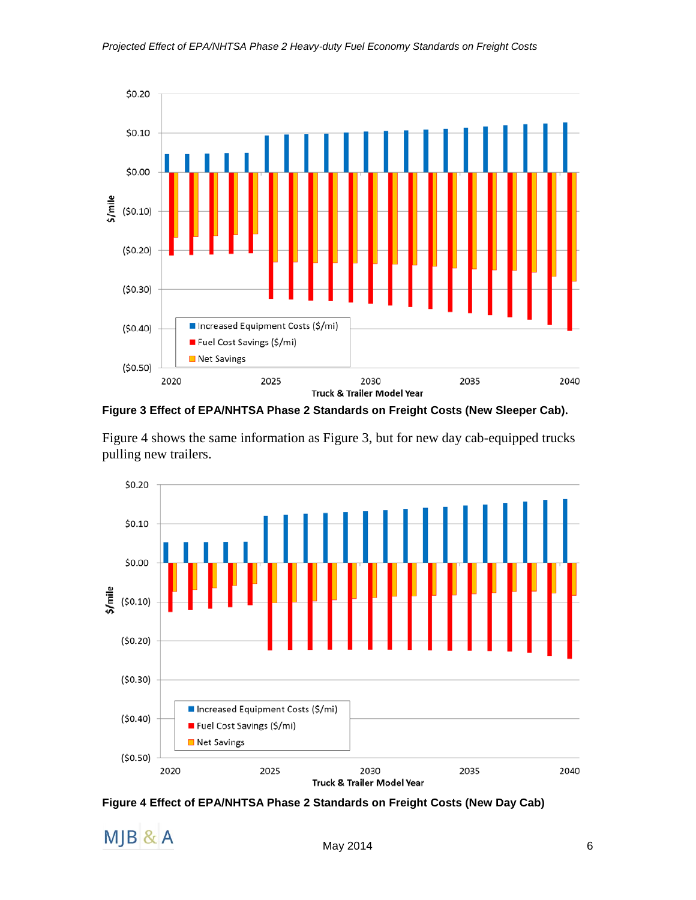**Figure 3 Effect of EPA/NHTSA Phase 2 Standards on Freight Costs (New Sleeper Cab).**

Figure 4 shows the same information as Figure 3, but for new day cab-equipped trucks pulling new trailers.

**Figure 4 Effect of EPA/NHTSA Phase 2 Standards on Freight Costs (New Day Cab)**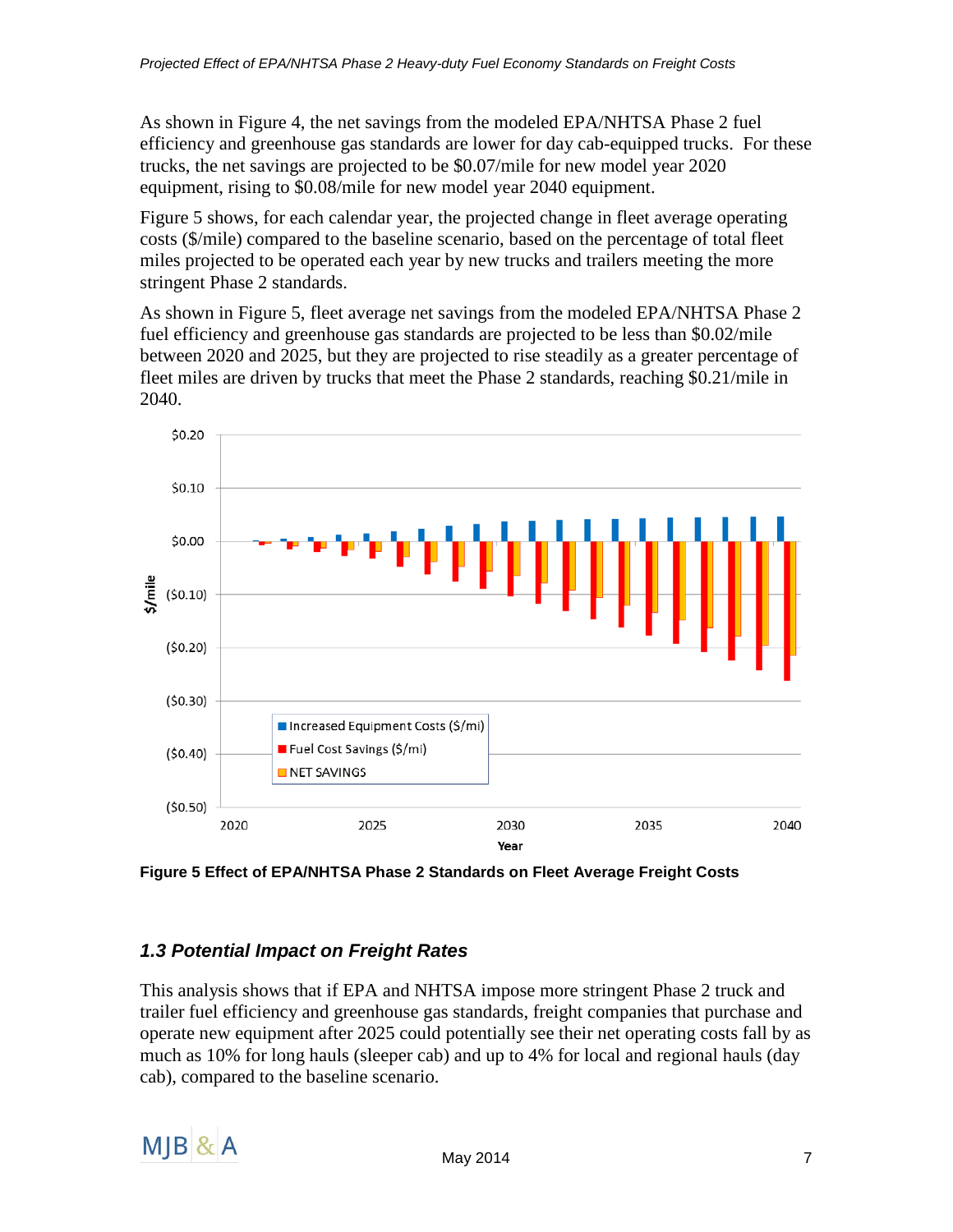As shown in Figure 4, the net savings from the modeled EPA/NHTSA Phase 2 fuel efficiency and greenhouse gas standards are lower for day cab-equipped trucks. For these trucks, the net savings are projected to be $0.07/mile for new model year 2020 equipment, rising to $0.08/mile for new model year 2040 equipment.

Figure 5 shows, for each calendar year, the projected change in fleet average operating costs ($/mile) compared to the baseline scenario, based on the percentage of total fleet miles projected to be operated each year by new trucks and trailers meeting the more stringent Phase 2 standards.

As shown in Figure 5, fleet average net savings from the modeled EPA/NHTSA Phase 2 fuel efficiency and greenhouse gas standards are projected to be less than $0.02/mile between 2020 and 2025, but they are projected to rise steadily as a greater percentage of fleet miles are driven by trucks that meet the Phase 2 standards, reaching $0.21/mile in 2040.

**Figure 5 Effect of EPA/NHTSA Phase 2 Standards on Fleet Average Freight Costs**

### *1.3 Potential Impact on Freight Rates*

This analysis shows that if EPA and NHTSA impose more stringent Phase 2 truck and trailer fuel efficiency and greenhouse gas standards, freight companies that purchase and operate new equipment after 2025 could potentially see their net operating costs fall by as much as 10% for long hauls (sleeper cab) and up to 4% for local and regional hauls (day cab), compared to the baseline scenario.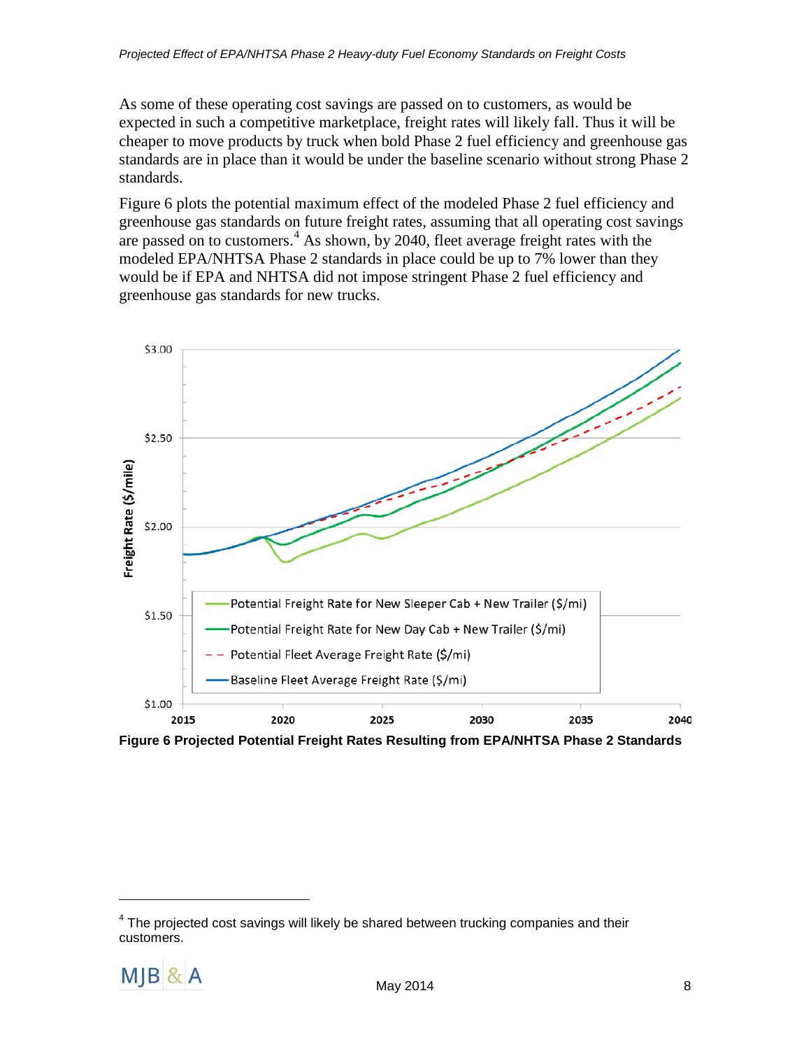As some of these operating cost savings are passed on to customers, as would be expected in such a competitive marketplace, freight rates will likely fall. Thus it will be cheaper to move products by truck when bold Phase 2 fuel efficiency and greenhouse gas standards are in place than it would be under the baseline scenario without strong Phase 2 standards.

Figure 6 plots the potential maximum effect of the modeled Phase 2 fuel efficiency and greenhouse gas standards on future freight rates, assuming that all operating cost savings are passed on to customers.[4] As shown, by 2040, fleet average freight rates with the modeled EPA/NHTSA Phase 2 standards in place could be up to 7% lower than they would be if EPA and NHTSA did not impose stringent Phase 2 fuel efficiency and greenhouse gas standards for new trucks.

**Figure 6 Projected Potential Freight Rates Resulting from EPA/NHTSA Phase 2 Standards**

[4] The projected cost savings will likely be shared between trucking companies and their customers.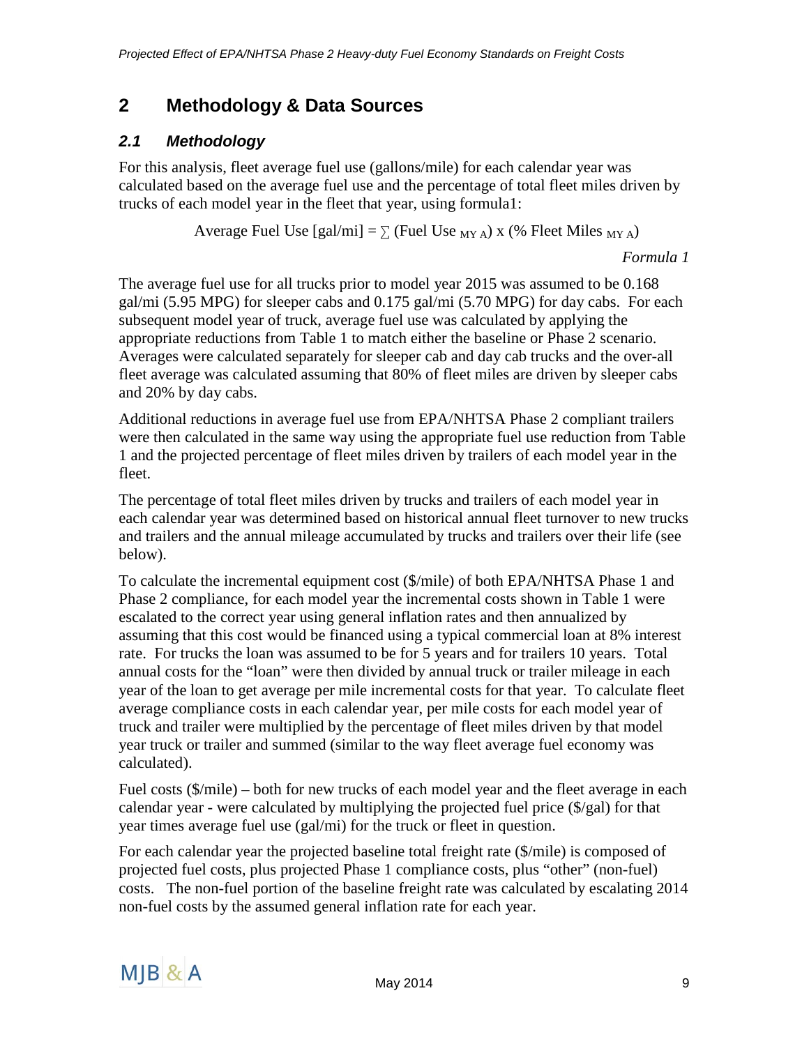# 2 Methodology & Data Sources

## *2.1 Methodology*

For this analysis, fleet average fuel use (gallons/mile) for each calendar year was calculated based on the average fuel use and the percentage of total fleet miles driven by trucks of each model year in the fleet that year, using formula1:

$$\text{Average Fuel Use [gal/mi]} = \sum (\text{Fuel Use}_{\text{MY A}}) \times (\text{\% Fleet Miles}_{\text{MY A}})$$

*Formula 1*

The average fuel use for all trucks prior to model year 2015 was assumed to be 0.168 gal/mi (5.95 MPG) for sleeper cabs and 0.175 gal/mi (5.70 MPG) for day cabs. For each subsequent model year of truck, average fuel use was calculated by applying the appropriate reductions from Table 1 to match either the baseline or Phase 2 scenario. Averages were calculated separately for sleeper cab and day cab trucks and the over-all fleet average was calculated assuming that 80% of fleet miles are driven by sleeper cabs and 20% by day cabs.

Additional reductions in average fuel use from EPA/NHTSA Phase 2 compliant trailers were then calculated in the same way using the appropriate fuel use reduction from Table 1 and the projected percentage of fleet miles driven by trailers of each model year in the fleet.

The percentage of total fleet miles driven by trucks and trailers of each model year in each calendar year was determined based on historical annual fleet turnover to new trucks and trailers and the annual mileage accumulated by trucks and trailers over their life (see below).

To calculate the incremental equipment cost ($/mile) of both EPA/NHTSA Phase 1 and Phase 2 compliance, for each model year the incremental costs shown in Table 1 were escalated to the correct year using general inflation rates and then annualized by assuming that this cost would be financed using a typical commercial loan at 8% interest rate. For trucks the loan was assumed to be for 5 years and for trailers 10 years. Total annual costs for the "loan" were then divided by annual truck or trailer mileage in each year of the loan to get average per mile incremental costs for that year. To calculate fleet average compliance costs in each calendar year, per mile costs for each model year of truck and trailer were multiplied by the percentage of fleet miles driven by that model year truck or trailer and summed (similar to the way fleet average fuel economy was calculated).

Fuel costs ($/mile) – both for new trucks of each model year and the fleet average in each calendar year - were calculated by multiplying the projected fuel price ($/gal) for that year times average fuel use (gal/mi) for the truck or fleet in question.

For each calendar year the projected baseline total freight rate ($/mile) is composed of projected fuel costs, plus projected Phase 1 compliance costs, plus "other" (non-fuel) costs. The non-fuel portion of the baseline freight rate was calculated by escalating 2014 non-fuel costs by the assumed general inflation rate for each year.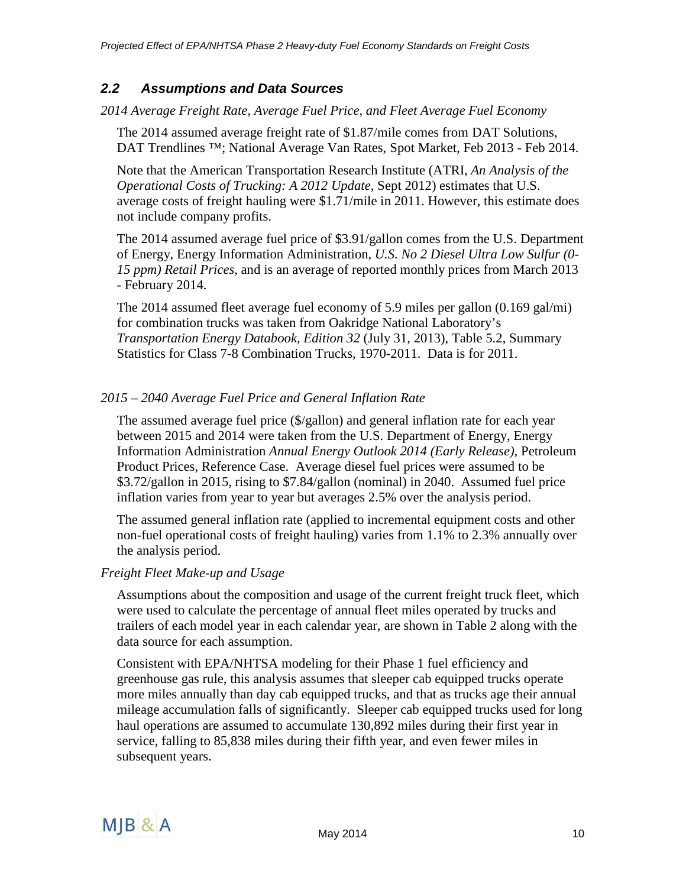## *2.2 Assumptions and Data Sources*

*2014 Average Freight Rate, Average Fuel Price, and Fleet Average Fuel Economy*

The 2014 assumed average freight rate of $1.87/mile comes from DAT Solutions, DAT Trendlines ™; National Average Van Rates, Spot Market, Feb 2013 - Feb 2014.

Note that the American Transportation Research Institute (ATRI, *An Analysis of the Operational Costs of Trucking: A 2012 Update*, Sept 2012) estimates that U.S. average costs of freight hauling were $1.71/mile in 2011. However, this estimate does not include company profits.

The 2014 assumed average fuel price of $3.91/gallon comes from the U.S. Department of Energy, Energy Information Administration, *U.S. No 2 Diesel Ultra Low Sulfur (0-15 ppm) Retail Prices,* and is an average of reported monthly prices from March 2013 - February 2014.

The 2014 assumed fleet average fuel economy of 5.9 miles per gallon (0.169 gal/mi) for combination trucks was taken from Oakridge National Laboratory's *Transportation Energy Databook, Edition 32* (July 31, 2013), Table 5.2, Summary Statistics for Class 7-8 Combination Trucks, 1970-2011. Data is for 2011.

*2015 – 2040 Average Fuel Price and General Inflation Rate*

The assumed average fuel price ($/gallon) and general inflation rate for each year between 2015 and 2014 were taken from the U.S. Department of Energy, Energy Information Administration *Annual Energy Outlook 2014 (Early Release)*, Petroleum Product Prices, Reference Case. Average diesel fuel prices were assumed to be $3.72/gallon in 2015, rising to $7.84/gallon (nominal) in 2040. Assumed fuel price inflation varies from year to year but averages 2.5% over the analysis period.

The assumed general inflation rate (applied to incremental equipment costs and other non-fuel operational costs of freight hauling) varies from 1.1% to 2.3% annually over the analysis period.

*Freight Fleet Make-up and Usage*

Assumptions about the composition and usage of the current freight truck fleet, which were used to calculate the percentage of annual fleet miles operated by trucks and trailers of each model year in each calendar year, are shown in Table 2 along with the data source for each assumption.

Consistent with EPA/NHTSA modeling for their Phase 1 fuel efficiency and greenhouse gas rule, this analysis assumes that sleeper cab equipped trucks operate more miles annually than day cab equipped trucks, and that as trucks age their annual mileage accumulation falls of significantly. Sleeper cab equipped trucks used for long haul operations are assumed to accumulate 130,892 miles during their first year in service, falling to 85,838 miles during their fifth year, and even fewer miles in subsequent years.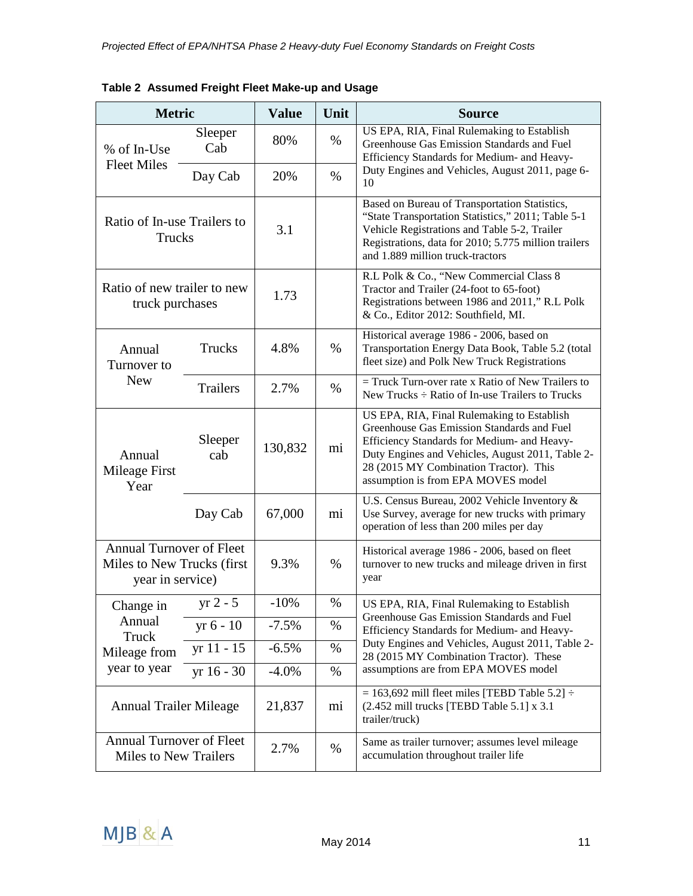**Table 2  Assumed Freight Fleet Make-up and Usage**

| Metric | | Value | Unit | Source |
|---|---|---|---|---|
| % of In-Use Fleet Miles | Sleeper Cab | 80% | % | US EPA, RIA, Final Rulemaking to Establish Greenhouse Gas Emission Standards and Fuel Efficiency Standards for Medium- and Heavy-Duty Engines and Vehicles, August 2011, page 6-10 |
| | Day Cab | 20% | % | |
| Ratio of In-use Trailers to Trucks | | 3.1 | | Based on Bureau of Transportation Statistics, "State Transportation Statistics," 2011; Table 5-1 Vehicle Registrations and Table 5-2, Trailer Registrations, data for 2010; 5.775 million trailers and 1.889 million truck-tractors |
| Ratio of new trailer to new truck purchases | | 1.73 | | R.L Polk & Co., "New Commercial Class 8 Tractor and Trailer (24-foot to 65-foot) Registrations between 1986 and 2011," R.L Polk & Co., Editor 2012: Southfield, MI. |
| Annual Turnover to New | Trucks | 4.8% | % | Historical average 1986 - 2006, based on Transportation Energy Data Book, Table 5.2 (total fleet size) and Polk New Truck Registrations |
| | Trailers | 2.7% | % | = Truck Turn-over rate x Ratio of New Trailers to New Trucks ÷ Ratio of In-use Trailers to Trucks |
| Annual Mileage First Year | Sleeper cab | 130,832 | mi | US EPA, RIA, Final Rulemaking to Establish Greenhouse Gas Emission Standards and Fuel Efficiency Standards for Medium- and Heavy-Duty Engines and Vehicles, August 2011, Table 2-28 (2015 MY Combination Tractor). This assumption is from EPA MOVES model |
| | Day Cab | 67,000 | mi | U.S. Census Bureau, 2002 Vehicle Inventory & Use Survey, average for new trucks with primary operation of less than 200 miles per day |
| Annual Turnover of Fleet Miles to New Trucks (first year in service) | | 9.3% | % | Historical average 1986 - 2006, based on fleet turnover to new trucks and mileage driven in first year |
| Change in Annual Truck Mileage from year to year | yr 2 - 5 | -10% | % | US EPA, RIA, Final Rulemaking to Establish Greenhouse Gas Emission Standards and Fuel Efficiency Standards for Medium- and Heavy-Duty Engines and Vehicles, August 2011, Table 2-28 (2015 MY Combination Tractor). These assumptions are from EPA MOVES model |
| | yr 6 - 10 | -7.5% | % | |
| | yr 11 - 15 | -6.5% | % | |
| | yr 16 - 30 | -4.0% | % | |
| Annual Trailer Mileage | | 21,837 | mi | = 163,692 mill fleet miles [TEBD Table 5.2] ÷ (2.452 mill trucks [TEBD Table 5.1] x 3.1 trailer/truck) |
| Annual Turnover of Fleet Miles to New Trailers | | 2.7% | % | Same as trailer turnover; assumes level mileage accumulation throughout trailer life |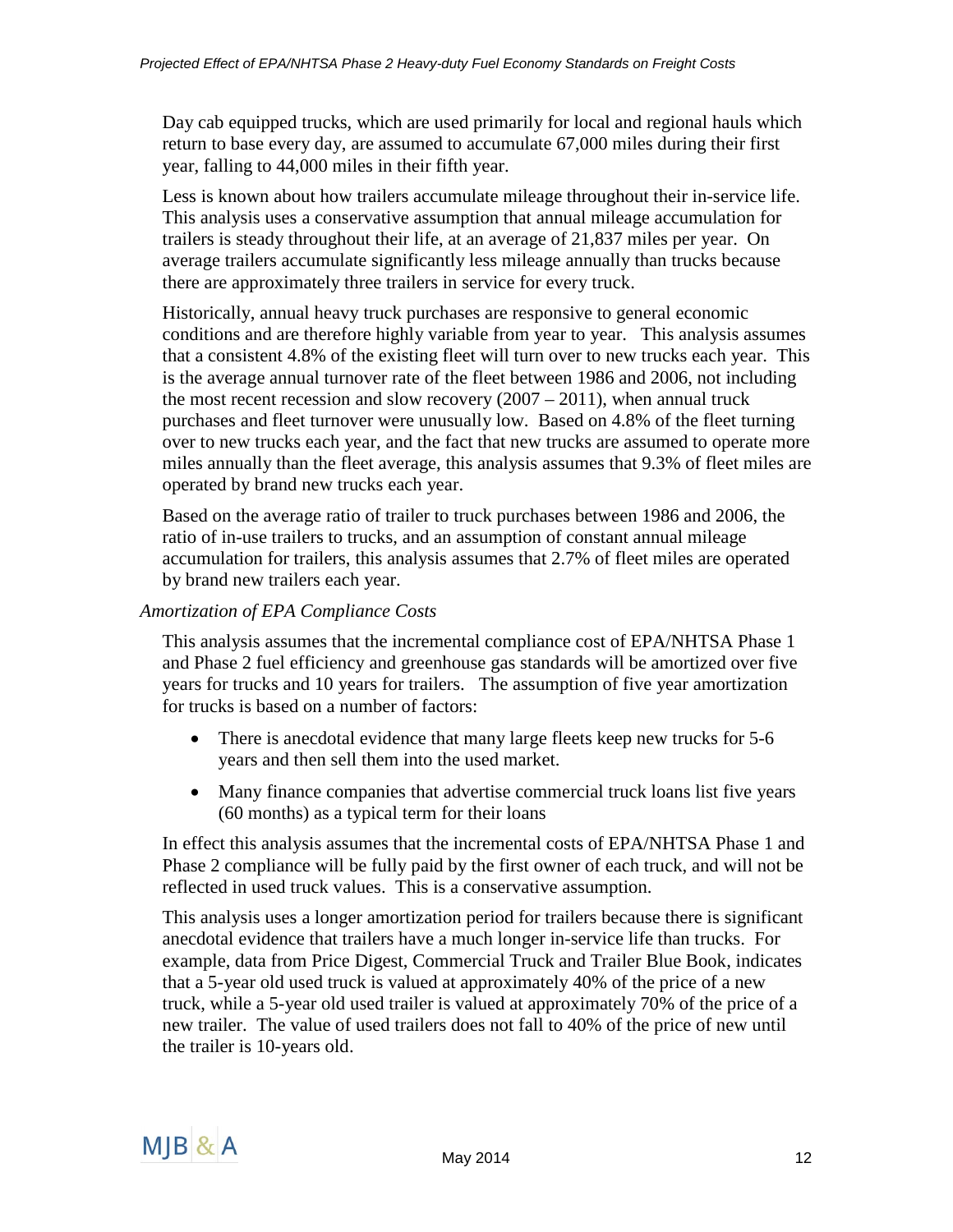Day cab equipped trucks, which are used primarily for local and regional hauls which return to base every day, are assumed to accumulate 67,000 miles during their first year, falling to 44,000 miles in their fifth year.

Less is known about how trailers accumulate mileage throughout their in-service life. This analysis uses a conservative assumption that annual mileage accumulation for trailers is steady throughout their life, at an average of 21,837 miles per year. On average trailers accumulate significantly less mileage annually than trucks because there are approximately three trailers in service for every truck.

Historically, annual heavy truck purchases are responsive to general economic conditions and are therefore highly variable from year to year. This analysis assumes that a consistent 4.8% of the existing fleet will turn over to new trucks each year. This is the average annual turnover rate of the fleet between 1986 and 2006, not including the most recent recession and slow recovery (2007 – 2011), when annual truck purchases and fleet turnover were unusually low. Based on 4.8% of the fleet turning over to new trucks each year, and the fact that new trucks are assumed to operate more miles annually than the fleet average, this analysis assumes that 9.3% of fleet miles are operated by brand new trucks each year.

Based on the average ratio of trailer to truck purchases between 1986 and 2006, the ratio of in-use trailers to trucks, and an assumption of constant annual mileage accumulation for trailers, this analysis assumes that 2.7% of fleet miles are operated by brand new trailers each year.

*Amortization of EPA Compliance Costs*

This analysis assumes that the incremental compliance cost of EPA/NHTSA Phase 1 and Phase 2 fuel efficiency and greenhouse gas standards will be amortized over five years for trucks and 10 years for trailers. The assumption of five year amortization for trucks is based on a number of factors:

- There is anecdotal evidence that many large fleets keep new trucks for 5-6 years and then sell them into the used market.
- Many finance companies that advertise commercial truck loans list five years (60 months) as a typical term for their loans

In effect this analysis assumes that the incremental costs of EPA/NHTSA Phase 1 and Phase 2 compliance will be fully paid by the first owner of each truck, and will not be reflected in used truck values. This is a conservative assumption.

This analysis uses a longer amortization period for trailers because there is significant anecdotal evidence that trailers have a much longer in-service life than trucks. For example, data from Price Digest, Commercial Truck and Trailer Blue Book, indicates that a 5-year old used truck is valued at approximately 40% of the price of a new truck, while a 5-year old used trailer is valued at approximately 70% of the price of a new trailer. The value of used trailers does not fall to 40% of the price of new until the trailer is 10-years old.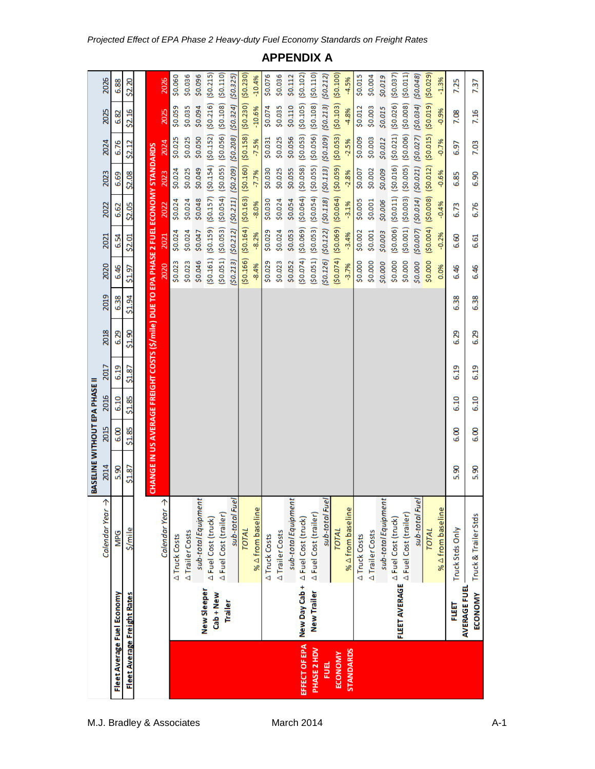## APPENDIX A

| | Calendar Year → | 2014 | 2015 | 2016 | 2017 | 2018 | 2019 | 2020 | 2021 | 2022 | 2023 | 2024 | 2025 | 2026 |
|---|---|---|---|---|---|---|---|---|---|---|---|---|---|---|
| **BASELINE WITHOUT EPA PHASE II** | | | | | | | | | | | | | | |
| **Fleet Average Fuel Economy** | MPG | 5.90 | 6.00 | 6.10 | 6.19 | 6.29 | 6.38 | 6.46 | 6.54 | 6.62 | 6.69 | 6.76 | 6.82 | 6.88 |
| **Fleet Average Freight Rates** | $/mile | $1.87 | $1.85 | $1.85 | $1.87 | $1.90 | $1.94 | $1.97 | $2.01 | $2.05 | $2.08 | $2.12 | $2.16 | $2.20 |

**CHANGE IN US AVERAGE FREIGHT COSTS ($/mile) DUE TO EPA PHASE 2 FUEL ECONOMY STANDARDS**

| EFFECT OF EPA PHASE 2 HDV FUEL ECONOMY STANDARDS | | Calendar Year → | 2020 | 2021 | 2022 | 2023 | 2024 | 2025 | 2026 |
|---|---|---|---|---|---|---|---|---|---|
| | **New Sleeper Cab + New Trailer** | Δ Truck Costs | $0.023 | $0.024 | $0.024 | $0.024 | $0.025 | $0.059 | $0.060 |
| | | Δ Trailer Costs | $0.023 | $0.024 | $0.024 | $0.025 | $0.025 | $0.035 | $0.036 |
| | | *sub-total Equipment* | $0.046 | $0.047 | $0.048 | $0.049 | $0.050 | $0.094 | $0.096 |
| | | Δ Fuel Cost (truck) | ($0.161) | ($0.159) | ($0.157) | ($0.154) | ($0.152) | ($0.216) | ($0.215) |
| | | Δ Fuel Cost (trailer) | ($0.051) | ($0.053) | ($0.054) | ($0.055) | ($0.056) | ($0.108) | ($0.110) |
| | | *sub-total Fuel* | ($0.213) | ($0.212) | ($0.211) | ($0.209) | ($0.208) | ($0.324) | ($0.325) |
| | | *TOTAL* | ($0.166) | ($0.164) | ($0.163) | ($0.160) | ($0.158) | ($0.230) | ($0.230) |
| | | % Δ from baseline | -8.4% | -8.2% | -8.0% | -7.7% | -7.5% | -10.6% | -10.4% |
| | **New Day Cab + New Trailer** | Δ Truck Costs | $0.029 | $0.029 | $0.030 | $0.030 | $0.031 | $0.074 | $0.076 |
| | | Δ Trailer Costs | $0.023 | $0.024 | $0.024 | $0.025 | $0.025 | $0.035 | $0.036 |
| | | *sub-total Equipment* | $0.052 | $0.053 | $0.054 | $0.055 | $0.056 | $0.110 | $0.112 |
| | | Δ Fuel Cost (truck) | ($0.074) | ($0.069) | ($0.064) | ($0.058) | ($0.053) | ($0.105) | ($0.102) |
| | | Δ Fuel Cost (trailer) | ($0.051) | ($0.053) | ($0.054) | ($0.055) | ($0.056) | ($0.108) | ($0.110) |
| | | *sub-total Fuel* | ($0.126) | ($0.122) | ($0.118) | ($0.113) | ($0.109) | ($0.213) | ($0.212) |
| | | *TOTAL* | ($0.074) | ($0.069) | ($0.064) | ($0.059) | ($0.053) | ($0.103) | ($0.100) |
| | | % Δ from baseline | -3.7% | -3.4% | -3.1% | -2.8% | -2.5% | -4.8% | -4.5% |
| | **FLEET AVERAGE** | Δ Truck Costs | $0.000 | $0.002 | $0.005 | $0.007 | $0.009 | $0.012 | $0.015 |
| | | Δ Trailer Costs | $0.000 | $0.001 | $0.001 | $0.002 | $0.003 | $0.003 | $0.004 |
| | | *sub-total Equipment* | $0.000 | $0.003 | $0.006 | $0.009 | $0.012 | $0.015 | $0.019 |
| | | Δ Fuel Cost (truck) | $0.000 | ($0.006) | ($0.011) | ($0.016) | ($0.021) | ($0.026) | ($0.037) |
| | | Δ Fuel Cost (trailer) | $0.000 | ($0.001) | ($0.003) | ($0.005) | ($0.006) | ($0.008) | ($0.011) |
| | | *sub-total Fuel* | $0.000 | ($0.007) | ($0.014) | ($0.021) | ($0.027) | ($0.034) | ($0.048) |
| | | *TOTAL* | $0.000 | ($0.004) | ($0.008) | ($0.012) | ($0.015) | ($0.019) | ($0.029) |
| | | % Δ from baseline | 0.0% | -0.2% | -0.4% | -0.6% | -0.7% | -0.9% | -1.3% |

| | | 2014 | 2015 | 2016 | 2017 | 2018 | 2019 | 2020 | 2021 | 2022 | 2023 | 2024 | 2025 | 2026 |
|---|---|---|---|---|---|---|---|---|---|---|---|---|---|---|
| **FLEET AVERAGE FUEL ECONOMY** | Truck Stds Only | 5.90 | 6.00 | 6.10 | 6.19 | 6.29 | 6.38 | 6.46 | 6.60 | 6.73 | 6.85 | 6.97 | 7.08 | 7.25 |
| | Truck & Trailer Stds | 5.90 | 6.00 | 6.10 | 6.19 | 6.29 | 6.38 | 6.46 | 6.61 | 6.76 | 6.90 | 7.03 | 7.16 | 7.37 |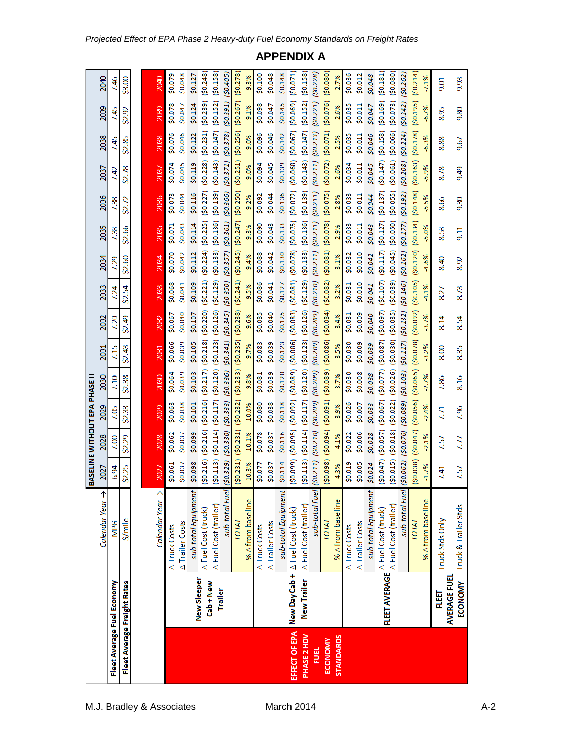## APPENDIX A

| | | Calendar Year → | 2027 | 2028 | 2029 | 2030 | 2031 | 2032 | 2033 | 2034 | 2035 | 2036 | 2037 | 2038 | 2039 | 2040 |
|---|---|---|---|---|---|---|---|---|---|---|---|---|---|---|---|---|
| BASELINE WITHOUT EPA PHASE II | | | | | | | | | | | | | | | | |
| Fleet Average Fuel Economy | | MPG | 6.94 | 7.00 | 7.05 | 7.10 | 7.15 | 7.20 | 7.24 | 7.29 | 7.33 | 7.38 | 7.42 | 7.45 | 7.45 | 7.46 |
| Fleet Average Freight Rates | | $/mile | $2.25 | $2.29 | $2.33 | $2.38 | $2.43 | $2.49 | $2.54 | $2.60 | $2.66 | $2.72 | $2.78 | $2.85 | $2.92 | $3.00 |
| | | Calendar Year → | 2027 | 2028 | 2029 | 2030 | 2031 | 2032 | 2033 | 2034 | 2035 | 2036 | 2037 | 2038 | 2039 | 2040 |
| EFFECT OF EPA PHASE 2 HDV FUEL ECONOMY STANDARDS | New Sleeper Cab + New Trailer | Δ Truck Costs | $0.061 | $0.062 | $0.063 | $0.064 | $0.066 | $0.067 | $0.068 | $0.070 | $0.071 | $0.073 | $0.074 | $0.076 | $0.078 | $0.079 |
| | | Δ Trailer Costs | $0.037 | $0.037 | $0.038 | $0.039 | $0.039 | $0.040 | $0.041 | $0.042 | $0.043 | $0.044 | $0.045 | $0.046 | $0.047 | $0.048 |
| | | *sub-total Equipment* | $0.098 | $0.099 | $0.101 | $0.103 | $0.105 | $0.107 | $0.109 | $0.112 | $0.114 | $0.116 | $0.119 | $0.122 | $0.124 | $0.127 |
| | | Δ Fuel Cost (truck) | ($0.216) | ($0.216) | ($0.216) | ($0.217) | ($0.218) | ($0.220) | ($0.221) | ($0.224) | ($0.225) | ($0.227) | ($0.228) | ($0.231) | ($0.239) | ($0.248) |
| | | Δ Fuel Cost (trailer) | ($0.113) | ($0.114) | ($0.117) | ($0.120) | ($0.123) | ($0.126) | ($0.129) | ($0.133) | ($0.136) | ($0.139) | ($0.143) | ($0.147) | ($0.152) | ($0.158) |
| | | *sub-total Fuel* | ($0.329) | ($0.330) | ($0.333) | ($0.336) | ($0.341) | ($0.345) | ($0.350) | ($0.357) | ($0.361) | ($0.366) | ($0.371) | ($0.378) | ($0.391) | ($0.405) |
| | | *TOTAL* | ($0.231) | ($0.231) | ($0.232) | ($0.233) | ($0.235) | ($0.238) | ($0.241) | ($0.245) | ($0.247) | ($0.250) | ($0.251) | ($0.256) | ($0.267) | ($0.278) |
| | | % Δ from baseline | -10.3% | -10.1% | -10.0% | -9.8% | -9.7% | -9.6% | -9.5% | -9.4% | -9.3% | -9.2% | -9.0% | -9.0% | -9.1% | -9.3% |
| | New Day Cab + New Trailer | Δ Truck Costs | $0.077 | $0.078 | $0.080 | $0.081 | $0.083 | $0.085 | $0.086 | $0.088 | $0.090 | $0.092 | $0.094 | $0.096 | $0.098 | $0.100 |
| | | Δ Trailer Costs | $0.037 | $0.037 | $0.038 | $0.039 | $0.039 | $0.040 | $0.041 | $0.042 | $0.043 | $0.044 | $0.045 | $0.046 | $0.047 | $0.048 |
| | | *sub-total Equipment* | $0.114 | $0.116 | $0.118 | $0.120 | $0.123 | $0.125 | $0.127 | $0.130 | $0.133 | $0.136 | $0.139 | $0.142 | $0.145 | $0.148 |
| | | Δ Fuel Cost (truck) | ($0.099) | ($0.095) | ($0.092) | ($0.089) | ($0.086) | ($0.083) | ($0.081) | ($0.078) | ($0.075) | ($0.072) | ($0.068) | ($0.067) | ($0.069) | ($0.071) |
| | | Δ Fuel Cost (trailer) | ($0.113) | ($0.114) | ($0.117) | ($0.120) | ($0.123) | ($0.126) | ($0.129) | ($0.133) | ($0.136) | ($0.139) | ($0.143) | ($0.147) | ($0.152) | ($0.158) |
| | | *sub-total Fuel* | ($0.211) | ($0.210) | ($0.209) | ($0.209) | ($0.209) | ($0.209) | ($0.210) | ($0.211) | ($0.211) | ($0.211) | ($0.211) | ($0.213) | ($0.221) | ($0.228) |
| | | *TOTAL* | ($0.098) | ($0.094) | ($0.091) | ($0.089) | ($0.086) | ($0.084) | ($0.082) | ($0.081) | ($0.078) | ($0.075) | ($0.072) | ($0.071) | ($0.076) | ($0.080) |
| | | % Δ from baseline | -4.3% | -4.1% | -3.9% | -3.7% | -3.5% | -3.4% | -3.2% | -3.1% | -2.9% | -2.8% | -2.6% | -2.5% | -2.6% | -2.7% |
| | FLEET AVERAGE | Δ Truck Costs | $0.019 | $0.022 | $0.026 | $0.030 | $0.030 | $0.031 | $0.031 | $0.032 | $0.033 | $0.033 | $0.034 | $0.035 | $0.035 | $0.036 |
| | | Δ Trailer Costs | $0.005 | $0.006 | $0.007 | $0.008 | $0.009 | $0.009 | $0.010 | $0.010 | $0.011 | $0.011 | $0.011 | $0.011 | $0.011 | $0.012 |
| | | *sub-total Equipment* | $0.024 | $0.028 | $0.033 | $0.038 | $0.039 | $0.040 | $0.041 | $0.042 | $0.043 | $0.044 | $0.045 | $0.046 | $0.047 | $0.048 |
| | | Δ Fuel Cost (truck) | ($0.047) | ($0.057) | ($0.067) | ($0.077) | ($0.087) | ($0.097) | ($0.107) | ($0.117) | ($0.127) | ($0.137) | ($0.147) | ($0.158) | ($0.169) | ($0.181) |
| | | Δ Fuel Cost (trailer) | ($0.015) | ($0.018) | ($0.022) | ($0.026) | ($0.030) | ($0.035) | ($0.039) | ($0.045) | ($0.050) | ($0.055) | ($0.061) | ($0.066) | ($0.073) | ($0.080) |
| | | *sub-total Fuel* | ($0.062) | ($0.076) | ($0.089) | ($0.103) | ($0.117) | ($0.132) | ($0.146) | ($0.162) | ($0.177) | ($0.192) | ($0.208) | ($0.224) | ($0.242) | ($0.262) |
| | | *TOTAL* | ($0.038) | ($0.047) | ($0.056) | ($0.065) | ($0.078) | ($0.092) | ($0.105) | ($0.120) | ($0.134) | ($0.148) | ($0.163) | ($0.178) | ($0.195) | ($0.214) |
| | | % Δ from baseline | -1.7% | -2.1% | -2.4% | -2.7% | -3.2% | -3.7% | -4.1% | -4.6% | -5.0% | -5.5% | -5.9% | -6.3% | -6.7% | -7.1% |
| | FLEET AVERAGE FUEL ECONOMY | Truck Stds Only | 7.41 | 7.57 | 7.71 | 7.86 | 8.00 | 8.14 | 8.27 | 8.40 | 8.53 | 8.66 | 8.78 | 8.88 | 8.95 | 9.01 |
| | | Truck & Trailer Stds | 7.57 | 7.77 | 7.96 | 8.16 | 8.35 | 8.54 | 8.73 | 8.92 | 9.11 | 9.30 | 9.49 | 9.67 | 9.80 | 9.93 |